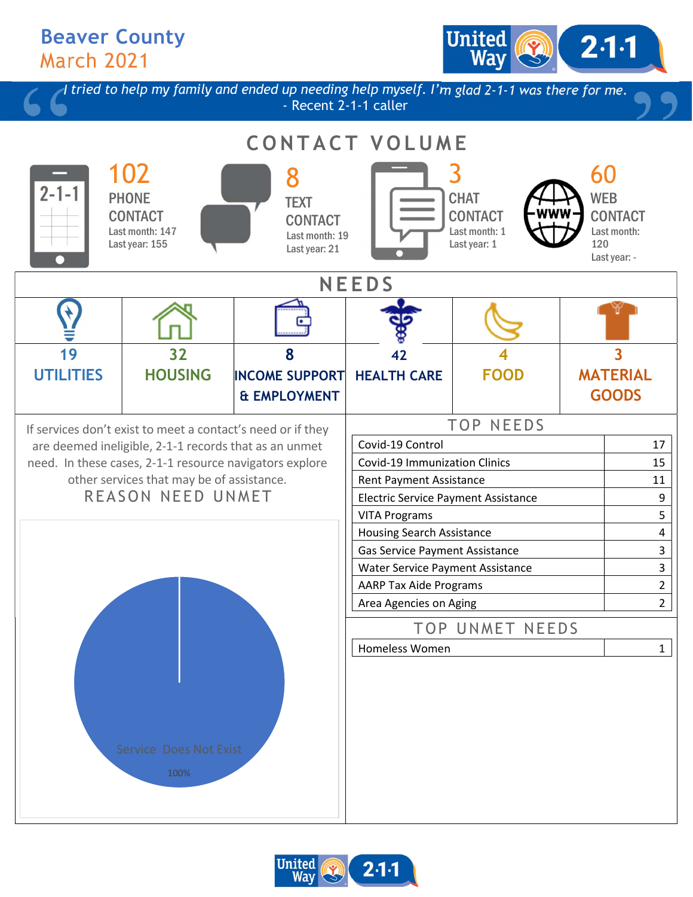# Beaver County
## March 2021

United Way 2·1·1

*I tried to help my family and ended up needing help myself. I'm glad 2-1-1 was there for me.*
- Recent 2-1-1 caller

## CONTACT VOLUME

**102** PHONE CONTACT
Last month: 147
Last year: 155

**8** TEXT CONTACT
Last month: 19
Last year: 21

**3** CHAT CONTACT
Last month: 1
Last year: 1

**60** WEB CONTACT
Last month: 120
Last year: -

## NEEDS

| 19 UTILITIES | 32 HOUSING | 8 INCOME SUPPORT & EMPLOYMENT | 42 HEALTH CARE | 4 FOOD | 3 MATERIAL GOODS |
|---|---|---|---|---|---|

If services don't exist to meet a contact's need or if they are deemed ineligible, 2-1-1 records that as an unmet need. In these cases, 2-1-1 resource navigators explore other services that may be of assistance.

## REASON NEED UNMET

Service Does Not Exist
100%

## TOP NEEDS

| Need | Count |
|---|---|
| Covid-19 Control | 17 |
| Covid-19 Immunization Clinics | 15 |
| Rent Payment Assistance | 11 |
| Electric Service Payment Assistance | 9 |
| VITA Programs | 5 |
| Housing Search Assistance | 4 |
| Gas Service Payment Assistance | 3 |
| Water Service Payment Assistance | 3 |
| AARP Tax Aide Programs | 2 |
| Area Agencies on Aging | 2 |

## TOP UNMET NEEDS

| Need | Count |
|---|---|
| Homeless Women | 1 |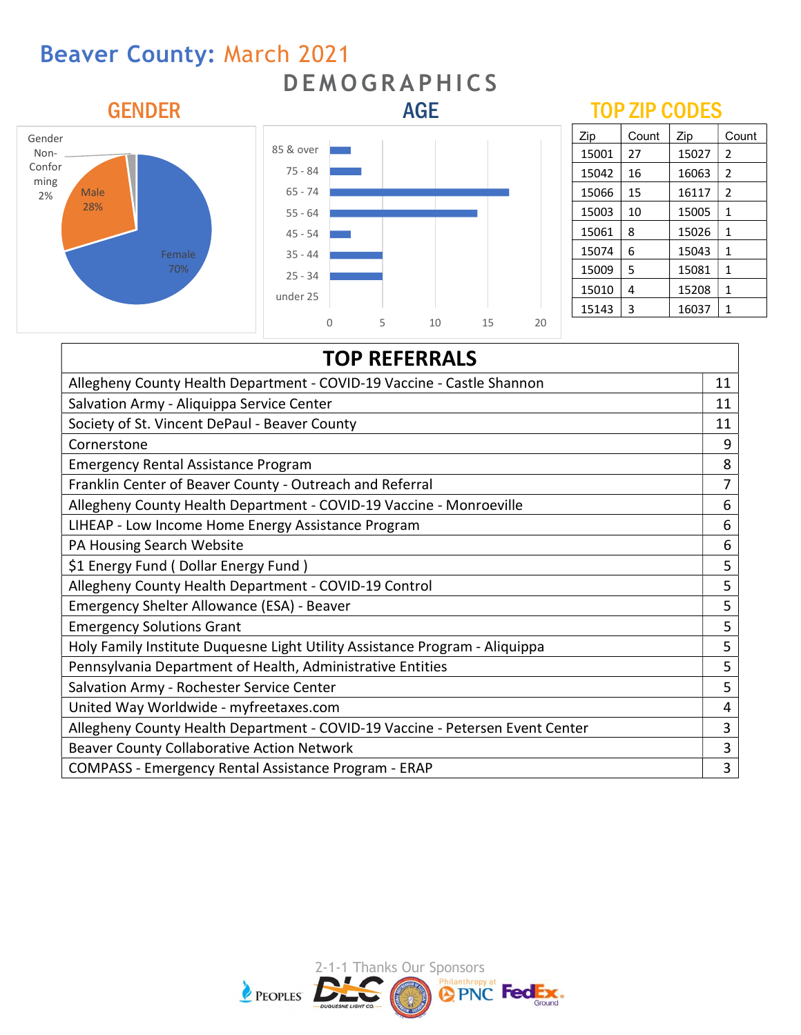# Beaver County: March 2021

## DEMOGRAPHICS

### GENDER

Gender Non-Conforming 2%

Male 28%

Female 70%

### AGE

85 & over
75 - 84
65 - 74
55 - 64
45 - 54
35 - 44
25 - 34
under 25

0 5 10 15 20

### TOP ZIP CODES

| Zip | Count | Zip | Count |
|---|---|---|---|
| 15001 | 27 | 15027 | 2 |
| 15042 | 16 | 16063 | 2 |
| 15066 | 15 | 16117 | 2 |
| 15003 | 10 | 15005 | 1 |
| 15061 | 8 | 15026 | 1 |
| 15074 | 6 | 15043 | 1 |
| 15009 | 5 | 15081 | 1 |
| 15010 | 4 | 15208 | 1 |
| 15143 | 3 | 16037 | 1 |

## TOP REFERRALS

| | |
|---|---|
| Allegheny County Health Department - COVID-19 Vaccine - Castle Shannon | 11 |
| Salvation Army - Aliquippa Service Center | 11 |
| Society of St. Vincent DePaul - Beaver County | 11 |
| Cornerstone | 9 |
| Emergency Rental Assistance Program | 8 |
| Franklin Center of Beaver County - Outreach and Referral | 7 |
| Allegheny County Health Department - COVID-19 Vaccine - Monroeville | 6 |
| LIHEAP - Low Income Home Energy Assistance Program | 6 |
| PA Housing Search Website | 6 |
| $1 Energy Fund ( Dollar Energy Fund ) | 5 |
| Allegheny County Health Department - COVID-19 Control | 5 |
| Emergency Shelter Allowance (ESA) - Beaver | 5 |
| Emergency Solutions Grant | 5 |
| Holy Family Institute Duquesne Light Utility Assistance Program - Aliquippa | 5 |
| Pennsylvania Department of Health, Administrative Entities | 5 |
| Salvation Army - Rochester Service Center | 5 |
| United Way Worldwide - myfreetaxes.com | 4 |
| Allegheny County Health Department - COVID-19 Vaccine - Petersen Event Center | 3 |
| Beaver County Collaborative Action Network | 3 |
| COMPASS - Emergency Rental Assistance Program - ERAP | 3 |

2-1-1 Thanks Our Sponsors